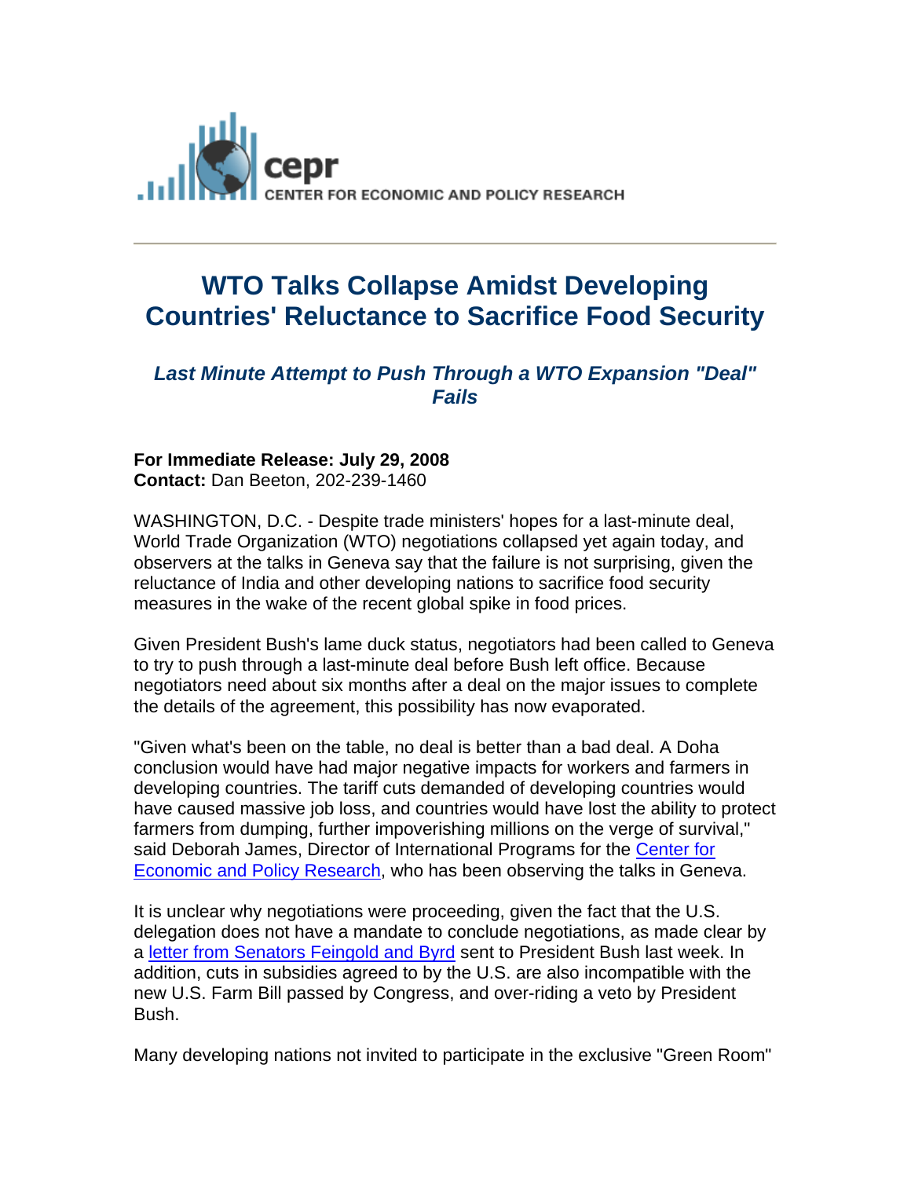cepr
CENTER FOR ECONOMIC AND POLICY RESEARCH

---

# WTO Talks Collapse Amidst Developing Countries' Reluctance to Sacrifice Food Security

### *Last Minute Attempt to Push Through a WTO Expansion "Deal" Fails*

**For Immediate Release: July 29, 2008**
**Contact:** Dan Beeton, 202-239-1460

WASHINGTON, D.C. - Despite trade ministers' hopes for a last-minute deal, World Trade Organization (WTO) negotiations collapsed yet again today, and observers at the talks in Geneva say that the failure is not surprising, given the reluctance of India and other developing nations to sacrifice food security measures in the wake of the recent global spike in food prices.

Given President Bush's lame duck status, negotiators had been called to Geneva to try to push through a last-minute deal before Bush left office. Because negotiators need about six months after a deal on the major issues to complete the details of the agreement, this possibility has now evaporated.

"Given what's been on the table, no deal is better than a bad deal. A Doha conclusion would have had major negative impacts for workers and farmers in developing countries. The tariff cuts demanded of developing countries would have caused massive job loss, and countries would have lost the ability to protect farmers from dumping, further impoverishing millions on the verge of survival," said Deborah James, Director of International Programs for the Center for Economic and Policy Research, who has been observing the talks in Geneva.

It is unclear why negotiations were proceeding, given the fact that the U.S. delegation does not have a mandate to conclude negotiations, as made clear by a letter from Senators Feingold and Byrd sent to President Bush last week. In addition, cuts in subsidies agreed to by the U.S. are also incompatible with the new U.S. Farm Bill passed by Congress, and over-riding a veto by President Bush.

Many developing nations not invited to participate in the exclusive "Green Room"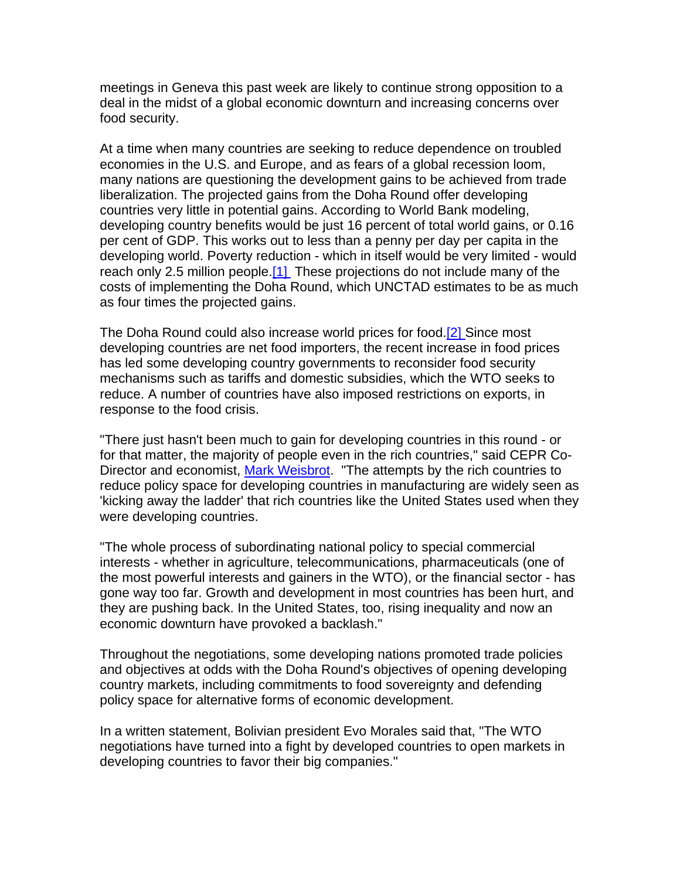meetings in Geneva this past week are likely to continue strong opposition to a deal in the midst of a global economic downturn and increasing concerns over food security.

At a time when many countries are seeking to reduce dependence on troubled economies in the U.S. and Europe, and as fears of a global recession loom, many nations are questioning the development gains to be achieved from trade liberalization. The projected gains from the Doha Round offer developing countries very little in potential gains. According to World Bank modeling, developing country benefits would be just 16 percent of total world gains, or 0.16 per cent of GDP. This works out to less than a penny per day per capita in the developing world. Poverty reduction - which in itself would be very limited - would reach only 2.5 million people.[1] These projections do not include many of the costs of implementing the Doha Round, which UNCTAD estimates to be as much as four times the projected gains.

The Doha Round could also increase world prices for food.[2] Since most developing countries are net food importers, the recent increase in food prices has led some developing country governments to reconsider food security mechanisms such as tariffs and domestic subsidies, which the WTO seeks to reduce. A number of countries have also imposed restrictions on exports, in response to the food crisis.

"There just hasn't been much to gain for developing countries in this round - or for that matter, the majority of people even in the rich countries," said CEPR Co-Director and economist, Mark Weisbrot. "The attempts by the rich countries to reduce policy space for developing countries in manufacturing are widely seen as 'kicking away the ladder' that rich countries like the United States used when they were developing countries.

"The whole process of subordinating national policy to special commercial interests - whether in agriculture, telecommunications, pharmaceuticals (one of the most powerful interests and gainers in the WTO), or the financial sector - has gone way too far. Growth and development in most countries has been hurt, and they are pushing back. In the United States, too, rising inequality and now an economic downturn have provoked a backlash."

Throughout the negotiations, some developing nations promoted trade policies and objectives at odds with the Doha Round's objectives of opening developing country markets, including commitments to food sovereignty and defending policy space for alternative forms of economic development.

In a written statement, Bolivian president Evo Morales said that, "The WTO negotiations have turned into a fight by developed countries to open markets in developing countries to favor their big companies."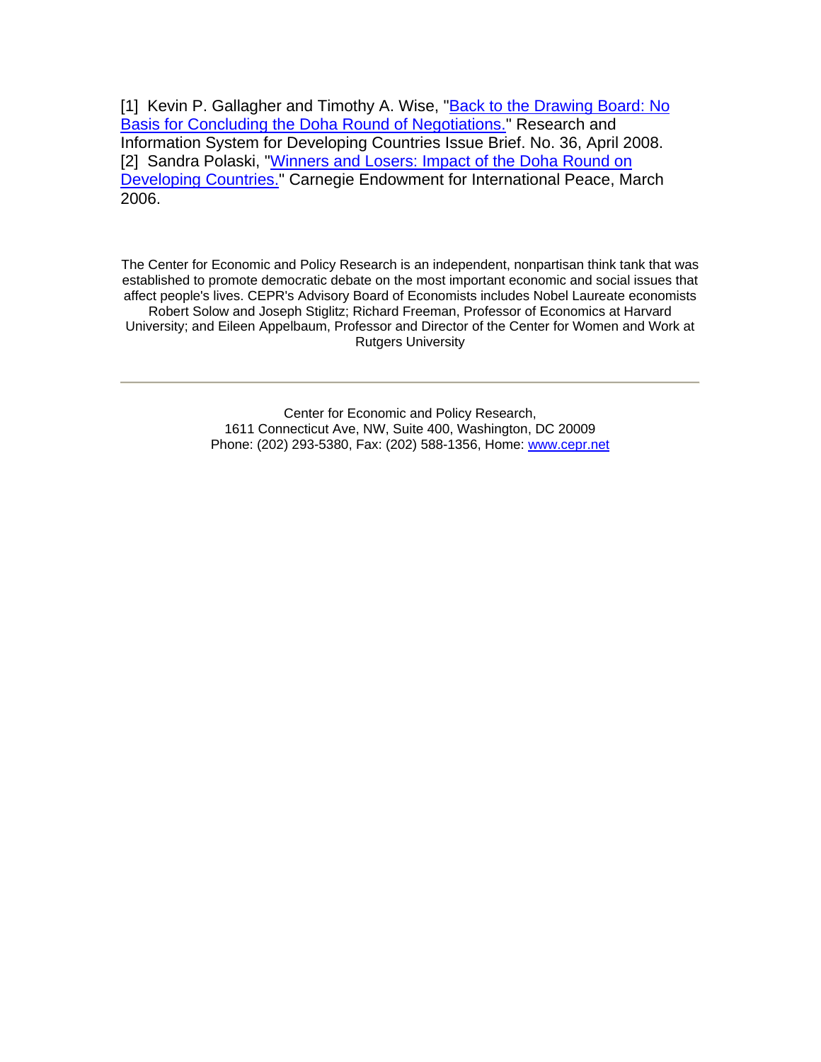[1] Kevin P. Gallagher and Timothy A. Wise, "Back to the Drawing Board: No Basis for Concluding the Doha Round of Negotiations." Research and Information System for Developing Countries Issue Brief. No. 36, April 2008.
[2] Sandra Polaski, "Winners and Losers: Impact of the Doha Round on Developing Countries." Carnegie Endowment for International Peace, March 2006.

The Center for Economic and Policy Research is an independent, nonpartisan think tank that was established to promote democratic debate on the most important economic and social issues that affect people's lives. CEPR's Advisory Board of Economists includes Nobel Laureate economists Robert Solow and Joseph Stiglitz; Richard Freeman, Professor of Economics at Harvard University; and Eileen Appelbaum, Professor and Director of the Center for Women and Work at Rutgers University

---

Center for Economic and Policy Research,
1611 Connecticut Ave, NW, Suite 400, Washington, DC 20009
Phone: (202) 293-5380, Fax: (202) 588-1356, Home: www.cepr.net